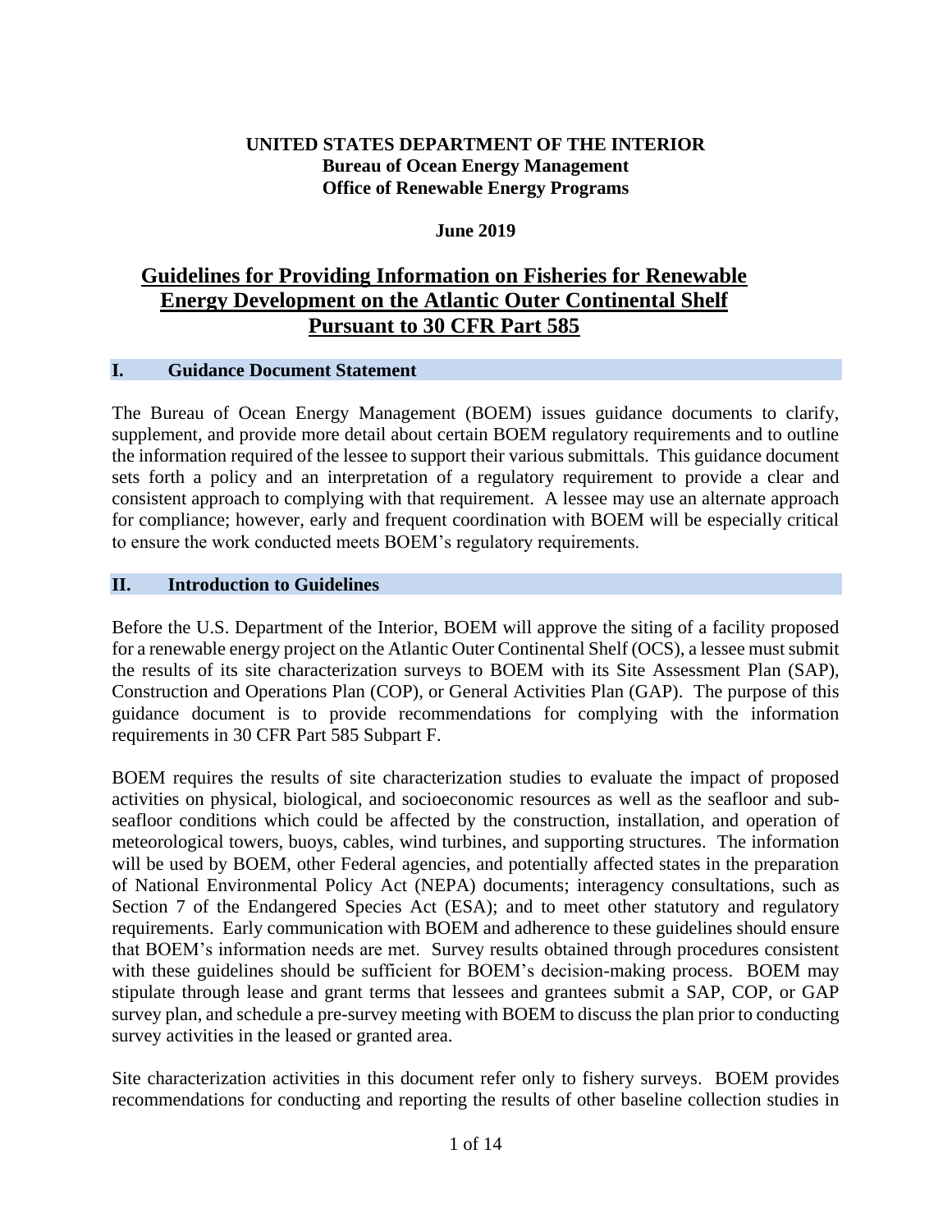**UNITED STATES DEPARTMENT OF THE INTERIOR**
**Bureau of Ocean Energy Management**
**Office of Renewable Energy Programs**

**June 2019**

# Guidelines for Providing Information on Fisheries for Renewable Energy Development on the Atlantic Outer Continental Shelf Pursuant to 30 CFR Part 585

## I. Guidance Document Statement

The Bureau of Ocean Energy Management (BOEM) issues guidance documents to clarify, supplement, and provide more detail about certain BOEM regulatory requirements and to outline the information required of the lessee to support their various submittals. This guidance document sets forth a policy and an interpretation of a regulatory requirement to provide a clear and consistent approach to complying with that requirement. A lessee may use an alternate approach for compliance; however, early and frequent coordination with BOEM will be especially critical to ensure the work conducted meets BOEM's regulatory requirements.

## II. Introduction to Guidelines

Before the U.S. Department of the Interior, BOEM will approve the siting of a facility proposed for a renewable energy project on the Atlantic Outer Continental Shelf (OCS), a lessee must submit the results of its site characterization surveys to BOEM with its Site Assessment Plan (SAP), Construction and Operations Plan (COP), or General Activities Plan (GAP). The purpose of this guidance document is to provide recommendations for complying with the information requirements in 30 CFR Part 585 Subpart F.

BOEM requires the results of site characterization studies to evaluate the impact of proposed activities on physical, biological, and socioeconomic resources as well as the seafloor and sub-seafloor conditions which could be affected by the construction, installation, and operation of meteorological towers, buoys, cables, wind turbines, and supporting structures. The information will be used by BOEM, other Federal agencies, and potentially affected states in the preparation of National Environmental Policy Act (NEPA) documents; interagency consultations, such as Section 7 of the Endangered Species Act (ESA); and to meet other statutory and regulatory requirements. Early communication with BOEM and adherence to these guidelines should ensure that BOEM's information needs are met. Survey results obtained through procedures consistent with these guidelines should be sufficient for BOEM's decision-making process. BOEM may stipulate through lease and grant terms that lessees and grantees submit a SAP, COP, or GAP survey plan, and schedule a pre-survey meeting with BOEM to discuss the plan prior to conducting survey activities in the leased or granted area.

Site characterization activities in this document refer only to fishery surveys. BOEM provides recommendations for conducting and reporting the results of other baseline collection studies in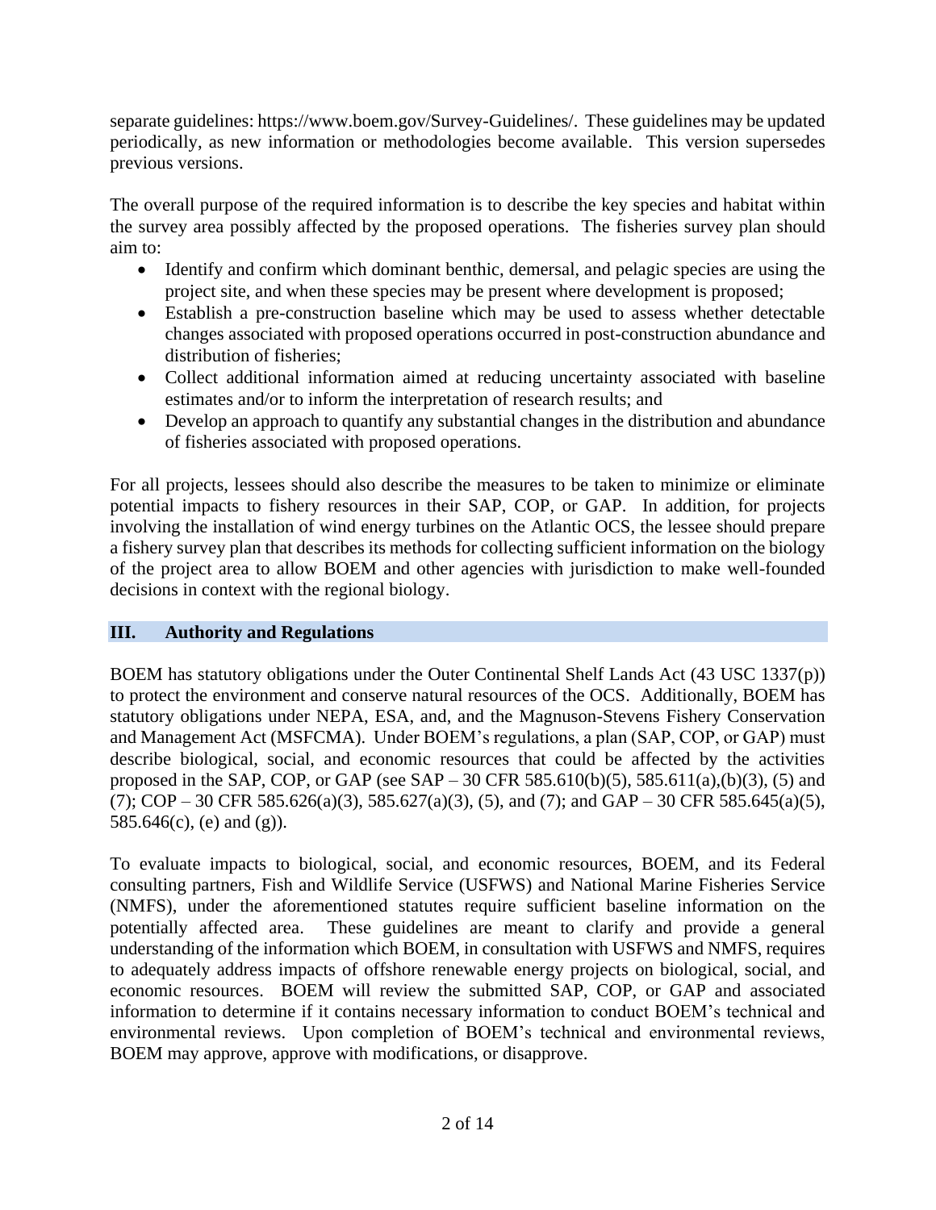separate guidelines: https://www.boem.gov/Survey-Guidelines/. These guidelines may be updated periodically, as new information or methodologies become available. This version supersedes previous versions.

The overall purpose of the required information is to describe the key species and habitat within the survey area possibly affected by the proposed operations. The fisheries survey plan should aim to:

- Identify and confirm which dominant benthic, demersal, and pelagic species are using the project site, and when these species may be present where development is proposed;
- Establish a pre-construction baseline which may be used to assess whether detectable changes associated with proposed operations occurred in post-construction abundance and distribution of fisheries;
- Collect additional information aimed at reducing uncertainty associated with baseline estimates and/or to inform the interpretation of research results; and
- Develop an approach to quantify any substantial changes in the distribution and abundance of fisheries associated with proposed operations.

For all projects, lessees should also describe the measures to be taken to minimize or eliminate potential impacts to fishery resources in their SAP, COP, or GAP. In addition, for projects involving the installation of wind energy turbines on the Atlantic OCS, the lessee should prepare a fishery survey plan that describes its methods for collecting sufficient information on the biology of the project area to allow BOEM and other agencies with jurisdiction to make well-founded decisions in context with the regional biology.

## III. Authority and Regulations

BOEM has statutory obligations under the Outer Continental Shelf Lands Act (43 USC 1337(p)) to protect the environment and conserve natural resources of the OCS. Additionally, BOEM has statutory obligations under NEPA, ESA, and, and the Magnuson-Stevens Fishery Conservation and Management Act (MSFCMA). Under BOEM's regulations, a plan (SAP, COP, or GAP) must describe biological, social, and economic resources that could be affected by the activities proposed in the SAP, COP, or GAP (see SAP – 30 CFR 585.610(b)(5), 585.611(a),(b)(3), (5) and (7); COP – 30 CFR 585.626(a)(3), 585.627(a)(3), (5), and (7); and GAP – 30 CFR 585.645(a)(5), 585.646(c), (e) and (g)).

To evaluate impacts to biological, social, and economic resources, BOEM, and its Federal consulting partners, Fish and Wildlife Service (USFWS) and National Marine Fisheries Service (NMFS), under the aforementioned statutes require sufficient baseline information on the potentially affected area. These guidelines are meant to clarify and provide a general understanding of the information which BOEM, in consultation with USFWS and NMFS, requires to adequately address impacts of offshore renewable energy projects on biological, social, and economic resources. BOEM will review the submitted SAP, COP, or GAP and associated information to determine if it contains necessary information to conduct BOEM's technical and environmental reviews. Upon completion of BOEM's technical and environmental reviews, BOEM may approve, approve with modifications, or disapprove.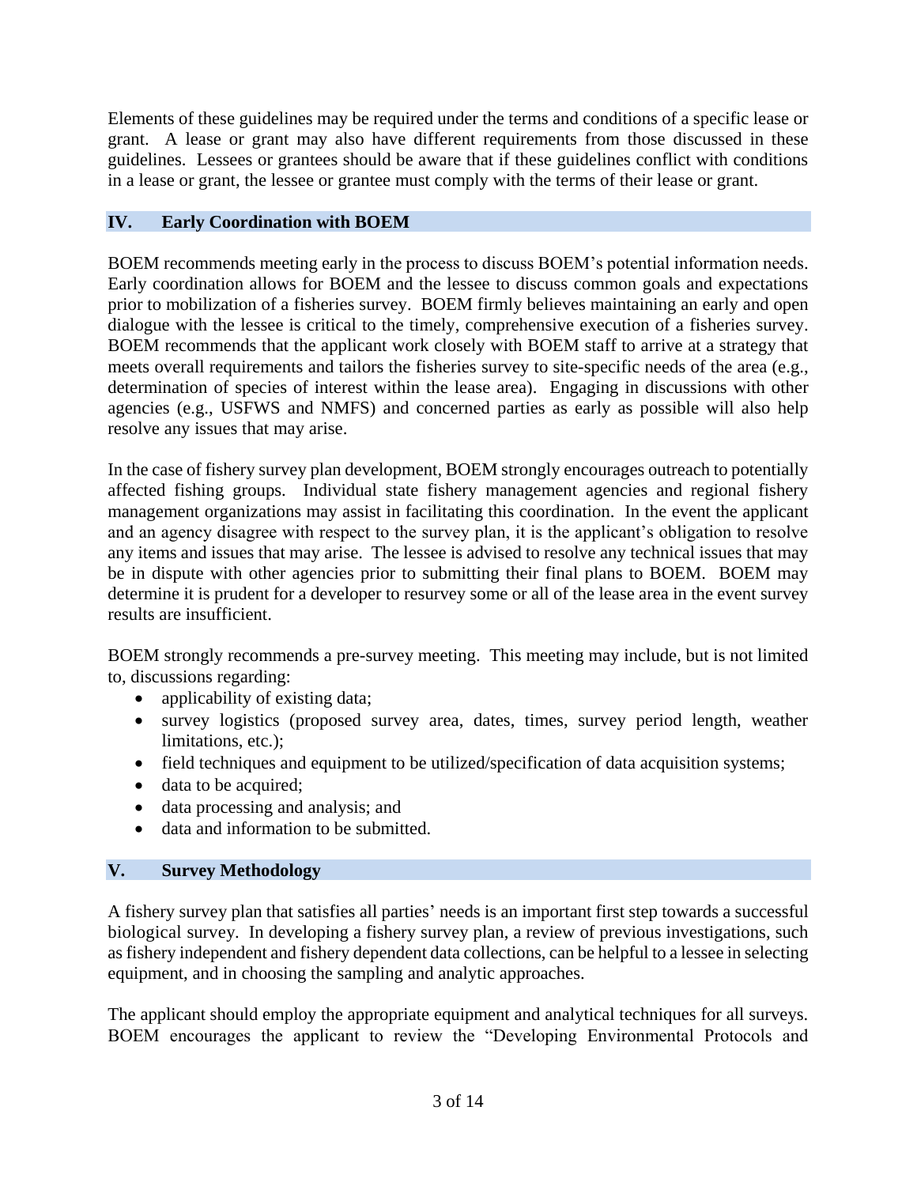Elements of these guidelines may be required under the terms and conditions of a specific lease or grant. A lease or grant may also have different requirements from those discussed in these guidelines. Lessees or grantees should be aware that if these guidelines conflict with conditions in a lease or grant, the lessee or grantee must comply with the terms of their lease or grant.

## IV. Early Coordination with BOEM

BOEM recommends meeting early in the process to discuss BOEM's potential information needs. Early coordination allows for BOEM and the lessee to discuss common goals and expectations prior to mobilization of a fisheries survey. BOEM firmly believes maintaining an early and open dialogue with the lessee is critical to the timely, comprehensive execution of a fisheries survey. BOEM recommends that the applicant work closely with BOEM staff to arrive at a strategy that meets overall requirements and tailors the fisheries survey to site-specific needs of the area (e.g., determination of species of interest within the lease area). Engaging in discussions with other agencies (e.g., USFWS and NMFS) and concerned parties as early as possible will also help resolve any issues that may arise.

In the case of fishery survey plan development, BOEM strongly encourages outreach to potentially affected fishing groups. Individual state fishery management agencies and regional fishery management organizations may assist in facilitating this coordination. In the event the applicant and an agency disagree with respect to the survey plan, it is the applicant's obligation to resolve any items and issues that may arise. The lessee is advised to resolve any technical issues that may be in dispute with other agencies prior to submitting their final plans to BOEM. BOEM may determine it is prudent for a developer to resurvey some or all of the lease area in the event survey results are insufficient.

BOEM strongly recommends a pre-survey meeting. This meeting may include, but is not limited to, discussions regarding:

- applicability of existing data;
- survey logistics (proposed survey area, dates, times, survey period length, weather limitations, etc.);
- field techniques and equipment to be utilized/specification of data acquisition systems;
- data to be acquired;
- data processing and analysis; and
- data and information to be submitted.

## V. Survey Methodology

A fishery survey plan that satisfies all parties' needs is an important first step towards a successful biological survey. In developing a fishery survey plan, a review of previous investigations, such as fishery independent and fishery dependent data collections, can be helpful to a lessee in selecting equipment, and in choosing the sampling and analytic approaches.

The applicant should employ the appropriate equipment and analytical techniques for all surveys. BOEM encourages the applicant to review the "Developing Environmental Protocols and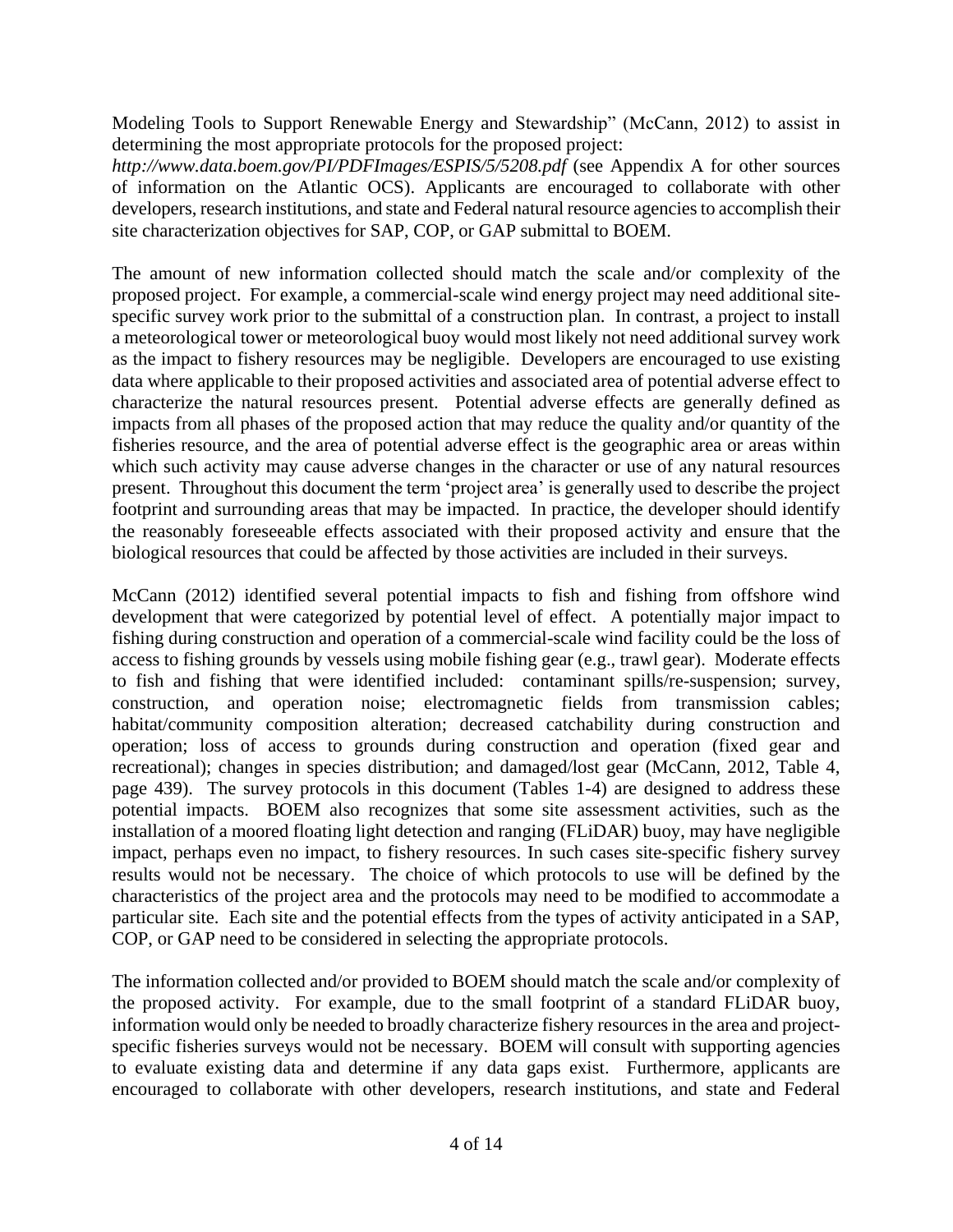Modeling Tools to Support Renewable Energy and Stewardship" (McCann, 2012) to assist in determining the most appropriate protocols for the proposed project: *http://www.data.boem.gov/PI/PDFImages/ESPIS/5/5208.pdf* (see Appendix A for other sources of information on the Atlantic OCS). Applicants are encouraged to collaborate with other developers, research institutions, and state and Federal natural resource agencies to accomplish their site characterization objectives for SAP, COP, or GAP submittal to BOEM.

The amount of new information collected should match the scale and/or complexity of the proposed project. For example, a commercial-scale wind energy project may need additional site-specific survey work prior to the submittal of a construction plan. In contrast, a project to install a meteorological tower or meteorological buoy would most likely not need additional survey work as the impact to fishery resources may be negligible. Developers are encouraged to use existing data where applicable to their proposed activities and associated area of potential adverse effect to characterize the natural resources present. Potential adverse effects are generally defined as impacts from all phases of the proposed action that may reduce the quality and/or quantity of the fisheries resource, and the area of potential adverse effect is the geographic area or areas within which such activity may cause adverse changes in the character or use of any natural resources present. Throughout this document the term 'project area' is generally used to describe the project footprint and surrounding areas that may be impacted. In practice, the developer should identify the reasonably foreseeable effects associated with their proposed activity and ensure that the biological resources that could be affected by those activities are included in their surveys.

McCann (2012) identified several potential impacts to fish and fishing from offshore wind development that were categorized by potential level of effect. A potentially major impact to fishing during construction and operation of a commercial-scale wind facility could be the loss of access to fishing grounds by vessels using mobile fishing gear (e.g., trawl gear). Moderate effects to fish and fishing that were identified included: contaminant spills/re-suspension; survey, construction, and operation noise; electromagnetic fields from transmission cables; habitat/community composition alteration; decreased catchability during construction and operation; loss of access to grounds during construction and operation (fixed gear and recreational); changes in species distribution; and damaged/lost gear (McCann, 2012, Table 4, page 439). The survey protocols in this document (Tables 1-4) are designed to address these potential impacts. BOEM also recognizes that some site assessment activities, such as the installation of a moored floating light detection and ranging (FLiDAR) buoy, may have negligible impact, perhaps even no impact, to fishery resources. In such cases site-specific fishery survey results would not be necessary. The choice of which protocols to use will be defined by the characteristics of the project area and the protocols may need to be modified to accommodate a particular site. Each site and the potential effects from the types of activity anticipated in a SAP, COP, or GAP need to be considered in selecting the appropriate protocols.

The information collected and/or provided to BOEM should match the scale and/or complexity of the proposed activity. For example, due to the small footprint of a standard FLiDAR buoy, information would only be needed to broadly characterize fishery resources in the area and project-specific fisheries surveys would not be necessary. BOEM will consult with supporting agencies to evaluate existing data and determine if any data gaps exist. Furthermore, applicants are encouraged to collaborate with other developers, research institutions, and state and Federal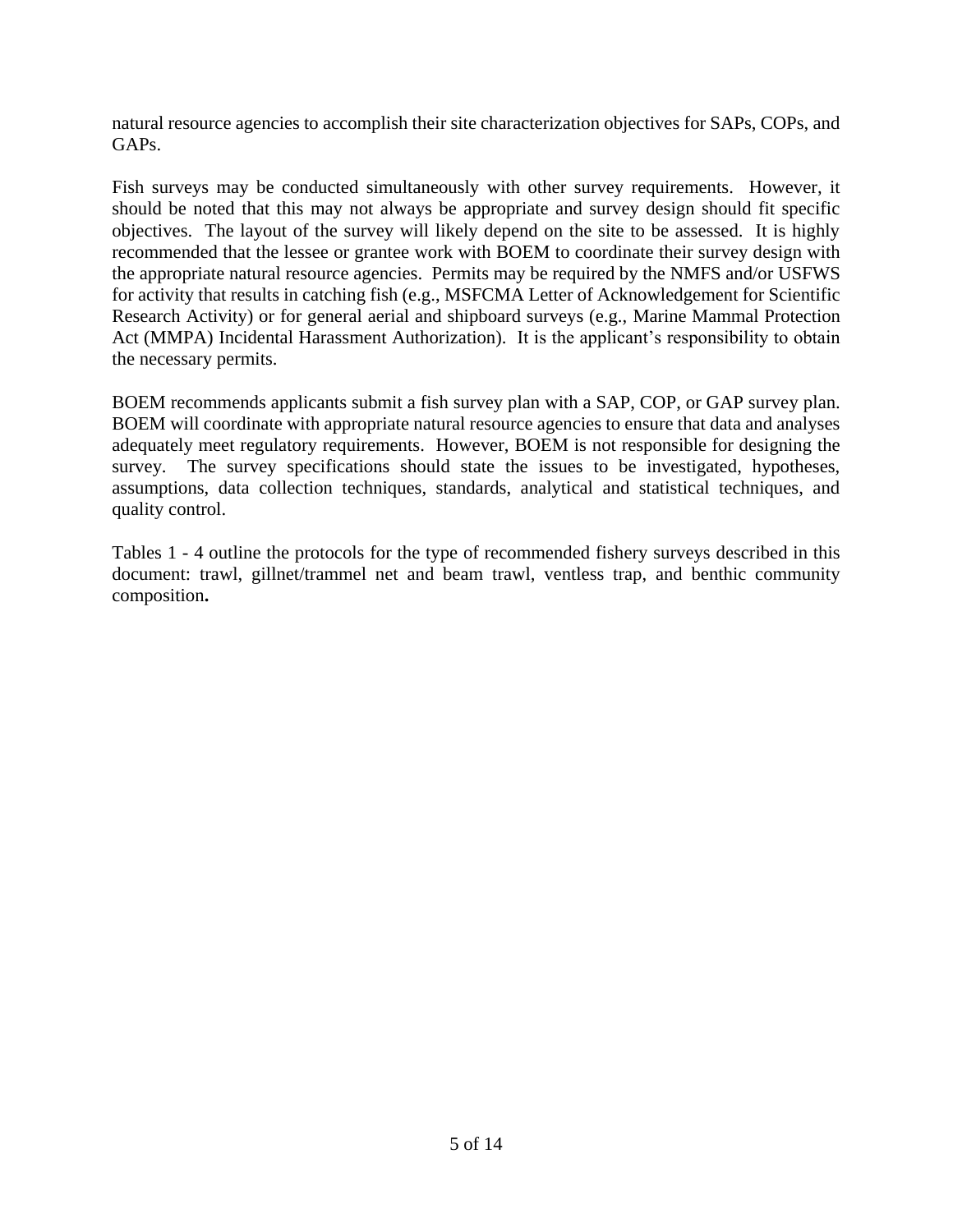natural resource agencies to accomplish their site characterization objectives for SAPs, COPs, and GAPs.

Fish surveys may be conducted simultaneously with other survey requirements. However, it should be noted that this may not always be appropriate and survey design should fit specific objectives. The layout of the survey will likely depend on the site to be assessed. It is highly recommended that the lessee or grantee work with BOEM to coordinate their survey design with the appropriate natural resource agencies. Permits may be required by the NMFS and/or USFWS for activity that results in catching fish (e.g., MSFCMA Letter of Acknowledgement for Scientific Research Activity) or for general aerial and shipboard surveys (e.g., Marine Mammal Protection Act (MMPA) Incidental Harassment Authorization). It is the applicant's responsibility to obtain the necessary permits.

BOEM recommends applicants submit a fish survey plan with a SAP, COP, or GAP survey plan. BOEM will coordinate with appropriate natural resource agencies to ensure that data and analyses adequately meet regulatory requirements. However, BOEM is not responsible for designing the survey. The survey specifications should state the issues to be investigated, hypotheses, assumptions, data collection techniques, standards, analytical and statistical techniques, and quality control.

Tables 1 - 4 outline the protocols for the type of recommended fishery surveys described in this document: trawl, gillnet/trammel net and beam trawl, ventless trap, and benthic community composition**.**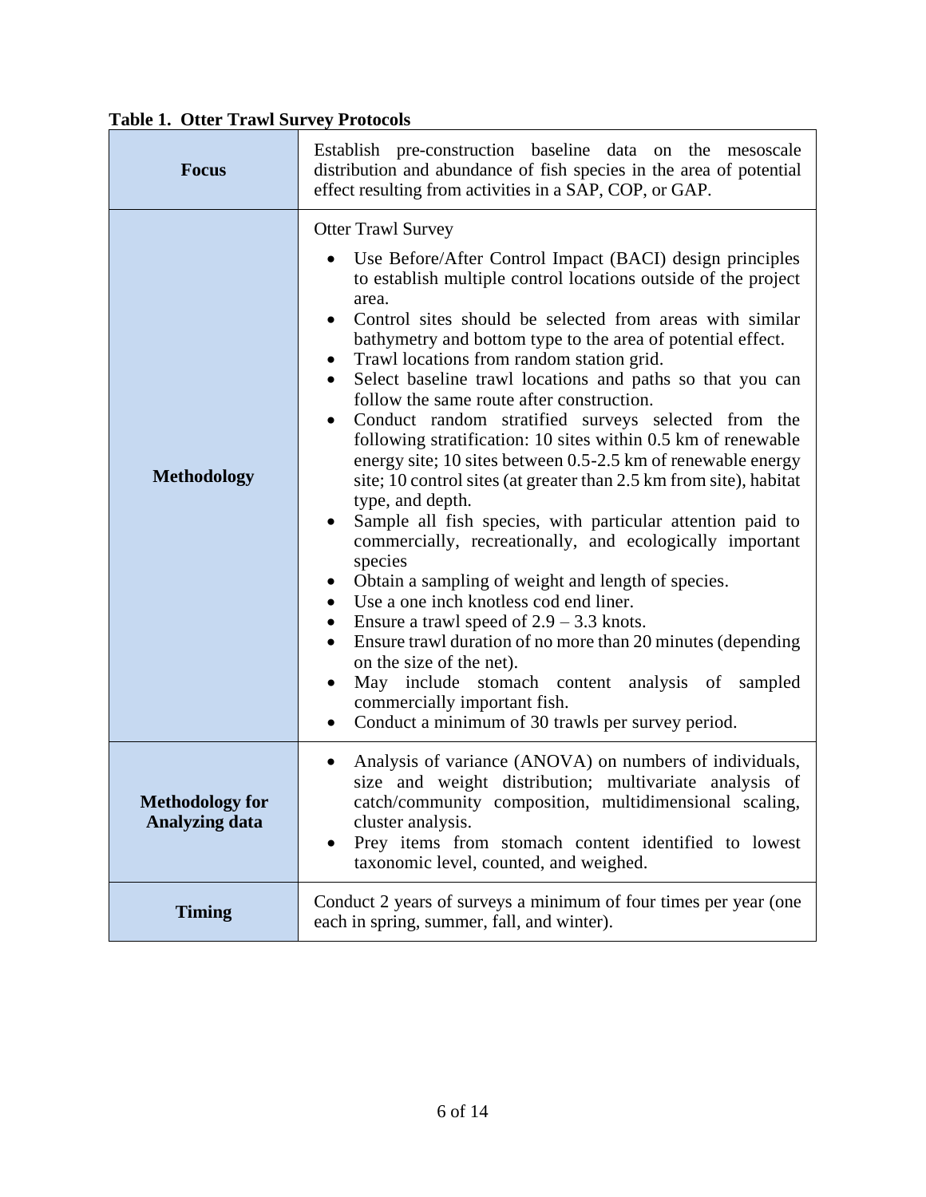**Table 1. Otter Trawl Survey Protocols**

| | |
|---|---|
| **Focus** | Establish pre-construction baseline data on the mesoscale distribution and abundance of fish species in the area of potential effect resulting from activities in a SAP, COP, or GAP. |
| **Methodology** | Otter Trawl Survey<br>• Use Before/After Control Impact (BACI) design principles to establish multiple control locations outside of the project area.<br>• Control sites should be selected from areas with similar bathymetry and bottom type to the area of potential effect.<br>• Trawl locations from random station grid.<br>• Select baseline trawl locations and paths so that you can follow the same route after construction.<br>• Conduct random stratified surveys selected from the following stratification: 10 sites within 0.5 km of renewable energy site; 10 sites between 0.5-2.5 km of renewable energy site; 10 control sites (at greater than 2.5 km from site), habitat type, and depth.<br>• Sample all fish species, with particular attention paid to commercially, recreationally, and ecologically important species<br>• Obtain a sampling of weight and length of species.<br>• Use a one inch knotless cod end liner.<br>• Ensure a trawl speed of 2.9 – 3.3 knots.<br>• Ensure trawl duration of no more than 20 minutes (depending on the size of the net).<br>• May include stomach content analysis of sampled commercially important fish.<br>• Conduct a minimum of 30 trawls per survey period. |
| **Methodology for Analyzing data** | • Analysis of variance (ANOVA) on numbers of individuals, size and weight distribution; multivariate analysis of catch/community composition, multidimensional scaling, cluster analysis.<br>• Prey items from stomach content identified to lowest taxonomic level, counted, and weighed. |
| **Timing** | Conduct 2 years of surveys a minimum of four times per year (one each in spring, summer, fall, and winter). |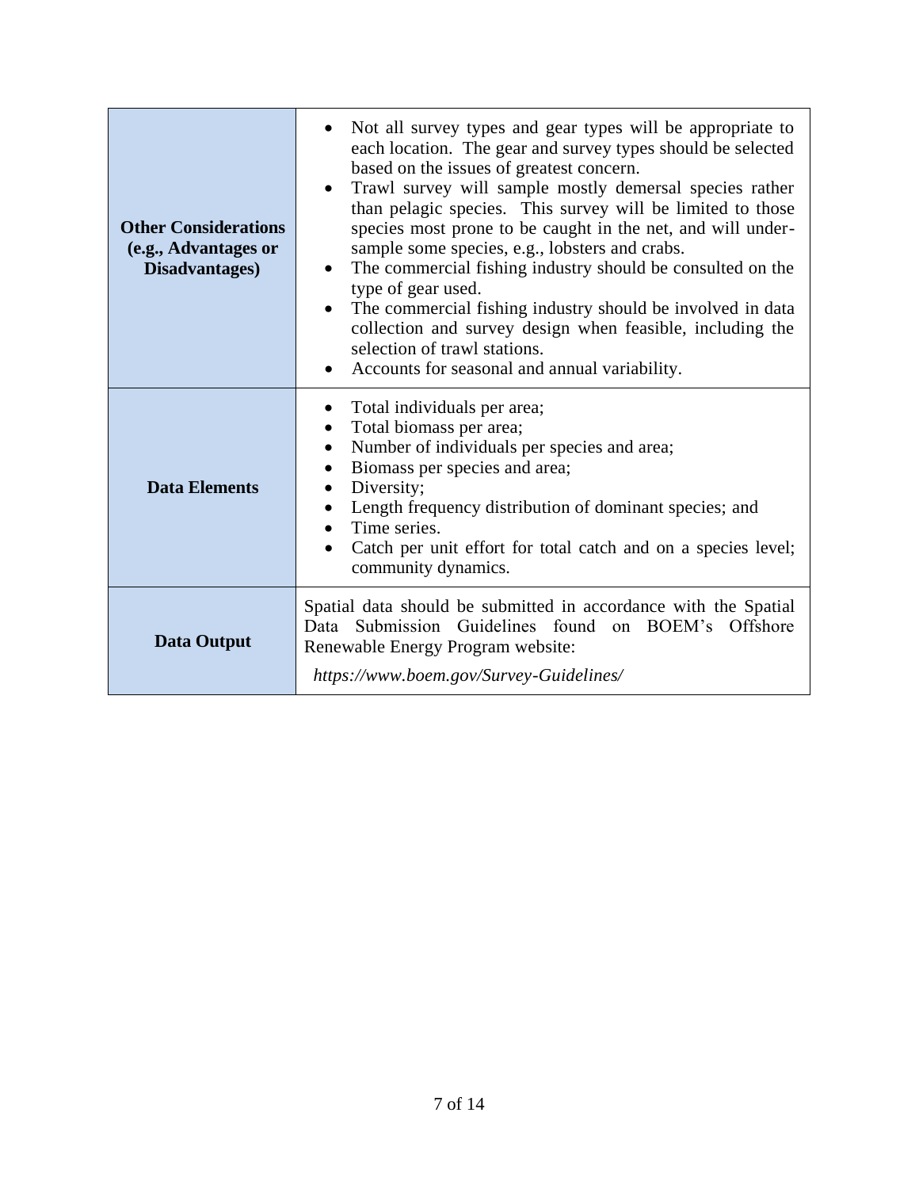| | |
|---|---|
| **Other Considerations (e.g., Advantages or Disadvantages)** | • Not all survey types and gear types will be appropriate to each location. The gear and survey types should be selected based on the issues of greatest concern.<br>• Trawl survey will sample mostly demersal species rather than pelagic species. This survey will be limited to those species most prone to be caught in the net, and will under-sample some species, e.g., lobsters and crabs.<br>• The commercial fishing industry should be consulted on the type of gear used.<br>• The commercial fishing industry should be involved in data collection and survey design when feasible, including the selection of trawl stations.<br>• Accounts for seasonal and annual variability. |
| **Data Elements** | • Total individuals per area;<br>• Total biomass per area;<br>• Number of individuals per species and area;<br>• Biomass per species and area;<br>• Diversity;<br>• Length frequency distribution of dominant species; and<br>• Time series.<br>• Catch per unit effort for total catch and on a species level; community dynamics. |
| **Data Output** | Spatial data should be submitted in accordance with the Spatial Data Submission Guidelines found on BOEM's Offshore Renewable Energy Program website:<br>*https://www.boem.gov/Survey-Guidelines/* |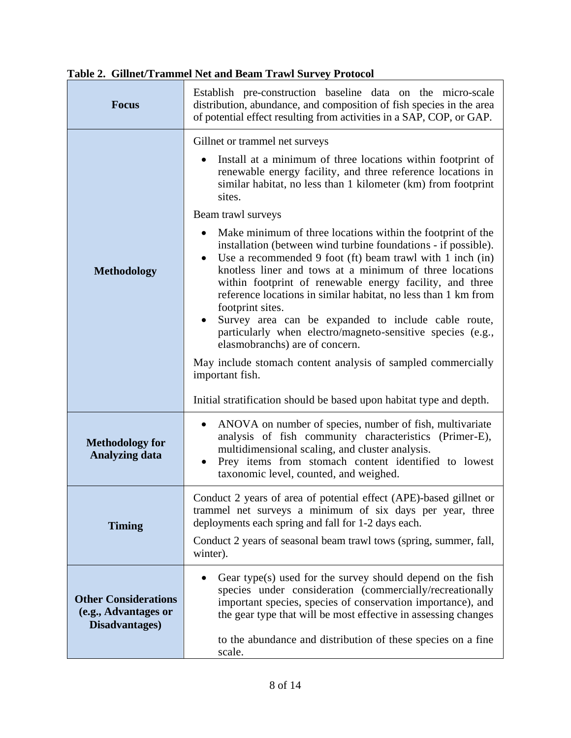**Table 2. Gillnet/Trammel Net and Beam Trawl Survey Protocol**

| | |
|---|---|
| **Focus** | Establish pre-construction baseline data on the micro-scale distribution, abundance, and composition of fish species in the area of potential effect resulting from activities in a SAP, COP, or GAP. |
| **Methodology** | Gillnet or trammel net surveys<br>• Install at a minimum of three locations within footprint of renewable energy facility, and three reference locations in similar habitat, no less than 1 kilometer (km) from footprint sites.<br>Beam trawl surveys<br>• Make minimum of three locations within the footprint of the installation (between wind turbine foundations - if possible).<br>• Use a recommended 9 foot (ft) beam trawl with 1 inch (in) knotless liner and tows at a minimum of three locations within footprint of renewable energy facility, and three reference locations in similar habitat, no less than 1 km from footprint sites.<br>• Survey area can be expanded to include cable route, particularly when electro/magneto-sensitive species (e.g., elasmobranchs) are of concern.<br>May include stomach content analysis of sampled commercially important fish.<br>Initial stratification should be based upon habitat type and depth. |
| **Methodology for Analyzing data** | • ANOVA on number of species, number of fish, multivariate analysis of fish community characteristics (Primer-E), multidimensional scaling, and cluster analysis.<br>• Prey items from stomach content identified to lowest taxonomic level, counted, and weighed. |
| **Timing** | Conduct 2 years of area of potential effect (APE)-based gillnet or trammel net surveys a minimum of six days per year, three deployments each spring and fall for 1-2 days each.<br>Conduct 2 years of seasonal beam trawl tows (spring, summer, fall, winter). |
| **Other Considerations (e.g., Advantages or Disadvantages)** | • Gear type(s) used for the survey should depend on the fish species under consideration (commercially/recreationally important species, species of conservation importance), and the gear type that will be most effective in assessing changes to the abundance and distribution of these species on a fine scale. |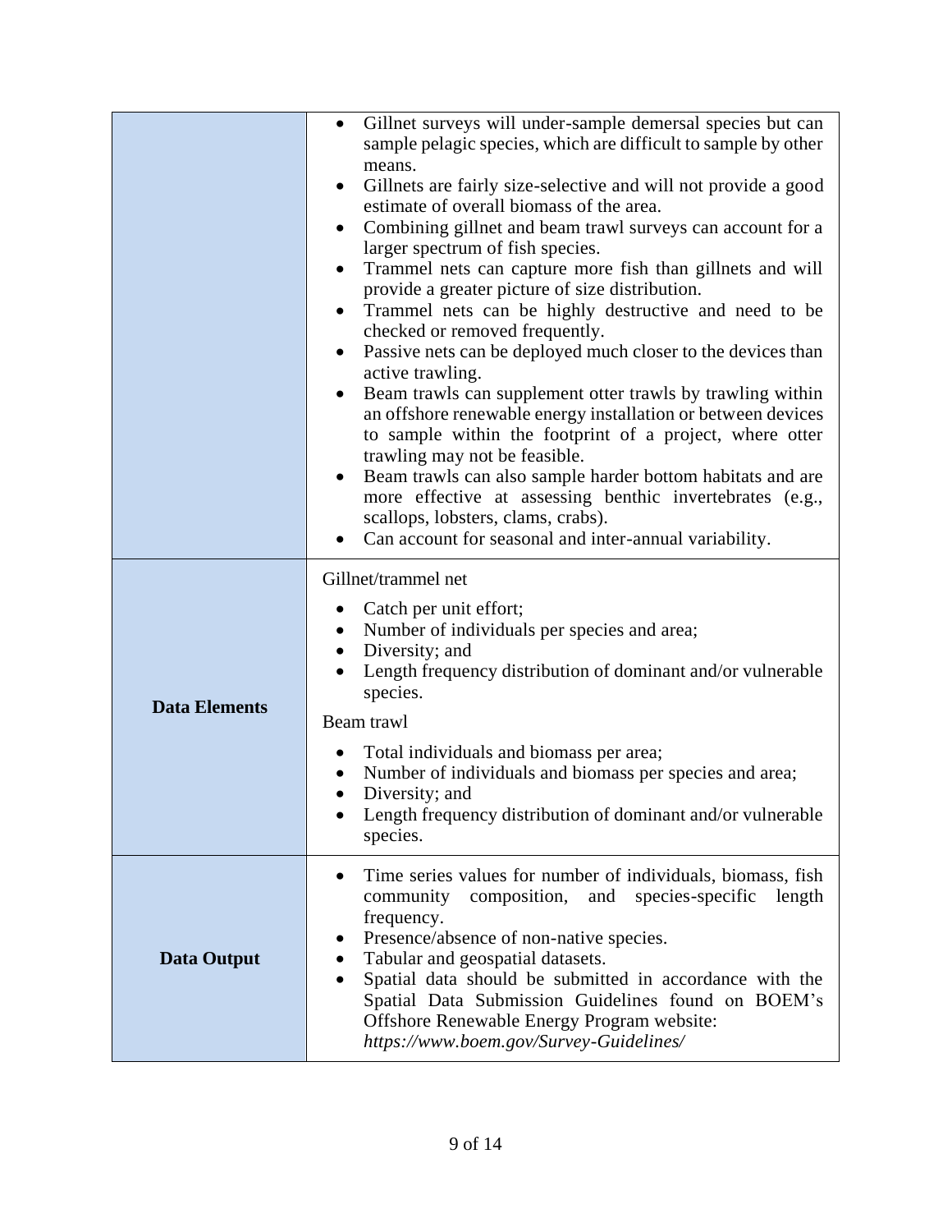| | |
|---|---|
| | • Gillnet surveys will under-sample demersal species but can sample pelagic species, which are difficult to sample by other means.<br>• Gillnets are fairly size-selective and will not provide a good estimate of overall biomass of the area.<br>• Combining gillnet and beam trawl surveys can account for a larger spectrum of fish species.<br>• Trammel nets can capture more fish than gillnets and will provide a greater picture of size distribution.<br>• Trammel nets can be highly destructive and need to be checked or removed frequently.<br>• Passive nets can be deployed much closer to the devices than active trawling.<br>• Beam trawls can supplement otter trawls by trawling within an offshore renewable energy installation or between devices to sample within the footprint of a project, where otter trawling may not be feasible.<br>• Beam trawls can also sample harder bottom habitats and are more effective at assessing benthic invertebrates (e.g., scallops, lobsters, clams, crabs).<br>• Can account for seasonal and inter-annual variability. |
| **Data Elements** | Gillnet/trammel net<br>• Catch per unit effort;<br>• Number of individuals per species and area;<br>• Diversity; and<br>• Length frequency distribution of dominant and/or vulnerable species.<br>Beam trawl<br>• Total individuals and biomass per area;<br>• Number of individuals and biomass per species and area;<br>• Diversity; and<br>• Length frequency distribution of dominant and/or vulnerable species. |
| **Data Output** | • Time series values for number of individuals, biomass, fish community composition, and species-specific length frequency.<br>• Presence/absence of non-native species.<br>• Tabular and geospatial datasets.<br>• Spatial data should be submitted in accordance with the Spatial Data Submission Guidelines found on BOEM's Offshore Renewable Energy Program website: *https://www.boem.gov/Survey-Guidelines/* |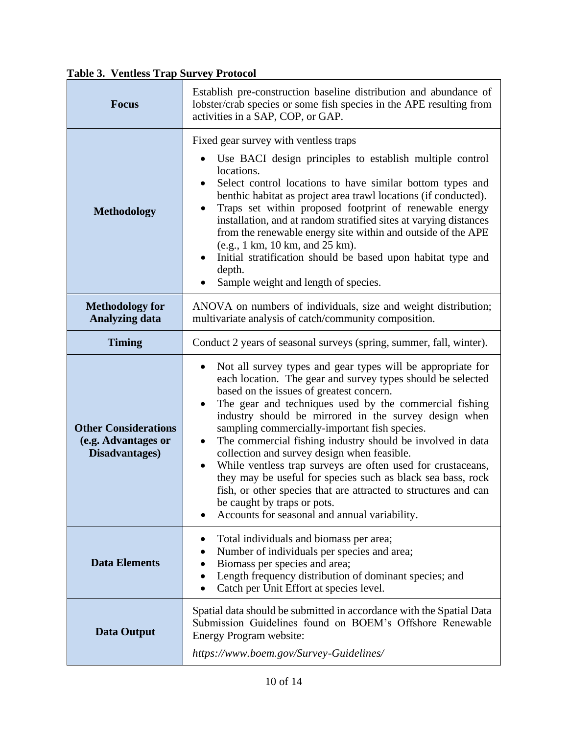**Table 3. Ventless Trap Survey Protocol**

| | |
|---|---|
| **Focus** | Establish pre-construction baseline distribution and abundance of lobster/crab species or some fish species in the APE resulting from activities in a SAP, COP, or GAP. |
| **Methodology** | Fixed gear survey with ventless traps<br>• Use BACI design principles to establish multiple control locations.<br>• Select control locations to have similar bottom types and benthic habitat as project area trawl locations (if conducted).<br>• Traps set within proposed footprint of renewable energy installation, and at random stratified sites at varying distances from the renewable energy site within and outside of the APE (e.g., 1 km, 10 km, and 25 km).<br>• Initial stratification should be based upon habitat type and depth.<br>• Sample weight and length of species. |
| **Methodology for Analyzing data** | ANOVA on numbers of individuals, size and weight distribution; multivariate analysis of catch/community composition. |
| **Timing** | Conduct 2 years of seasonal surveys (spring, summer, fall, winter). |
| **Other Considerations (e.g. Advantages or Disadvantages)** | • Not all survey types and gear types will be appropriate for each location. The gear and survey types should be selected based on the issues of greatest concern.<br>• The gear and techniques used by the commercial fishing industry should be mirrored in the survey design when sampling commercially-important fish species.<br>• The commercial fishing industry should be involved in data collection and survey design when feasible.<br>• While ventless trap surveys are often used for crustaceans, they may be useful for species such as black sea bass, rock fish, or other species that are attracted to structures and can be caught by traps or pots.<br>• Accounts for seasonal and annual variability. |
| **Data Elements** | • Total individuals and biomass per area;<br>• Number of individuals per species and area;<br>• Biomass per species and area;<br>• Length frequency distribution of dominant species; and<br>• Catch per Unit Effort at species level. |
| **Data Output** | Spatial data should be submitted in accordance with the Spatial Data Submission Guidelines found on BOEM's Offshore Renewable Energy Program website:<br>*https://www.boem.gov/Survey-Guidelines/* |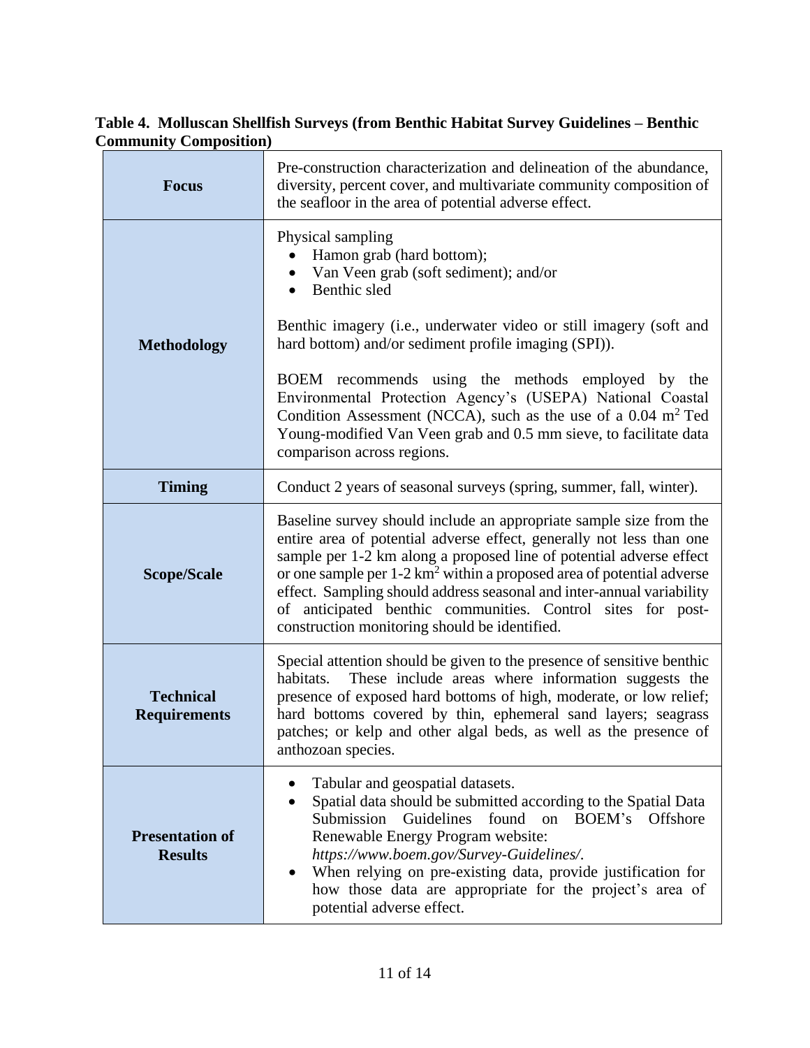**Table 4. Molluscan Shellfish Surveys (from Benthic Habitat Survey Guidelines – Benthic Community Composition)**

| | |
|---|---|
| **Focus** | Pre-construction characterization and delineation of the abundance, diversity, percent cover, and multivariate community composition of the seafloor in the area of potential adverse effect. |
| **Methodology** | Physical sampling<br>• Hamon grab (hard bottom);<br>• Van Veen grab (soft sediment); and/or<br>• Benthic sled<br><br>Benthic imagery (i.e., underwater video or still imagery (soft and hard bottom) and/or sediment profile imaging (SPI)).<br><br>BOEM recommends using the methods employed by the Environmental Protection Agency's (USEPA) National Coastal Condition Assessment (NCCA), such as the use of a 0.04 $m^2$ Ted Young-modified Van Veen grab and 0.5 mm sieve, to facilitate data comparison across regions. |
| **Timing** | Conduct 2 years of seasonal surveys (spring, summer, fall, winter). |
| **Scope/Scale** | Baseline survey should include an appropriate sample size from the entire area of potential adverse effect, generally not less than one sample per 1-2 km along a proposed line of potential adverse effect or one sample per 1-2 $km^2$ within a proposed area of potential adverse effect. Sampling should address seasonal and inter-annual variability of anticipated benthic communities. Control sites for post-construction monitoring should be identified. |
| **Technical Requirements** | Special attention should be given to the presence of sensitive benthic habitats. These include areas where information suggests the presence of exposed hard bottoms of high, moderate, or low relief; hard bottoms covered by thin, ephemeral sand layers; seagrass patches; or kelp and other algal beds, as well as the presence of anthozoan species. |
| **Presentation of Results** | • Tabular and geospatial datasets.<br>• Spatial data should be submitted according to the Spatial Data Submission Guidelines found on BOEM's Offshore Renewable Energy Program website: *https://www.boem.gov/Survey-Guidelines/*.<br>• When relying on pre-existing data, provide justification for how those data are appropriate for the project's area of potential adverse effect. |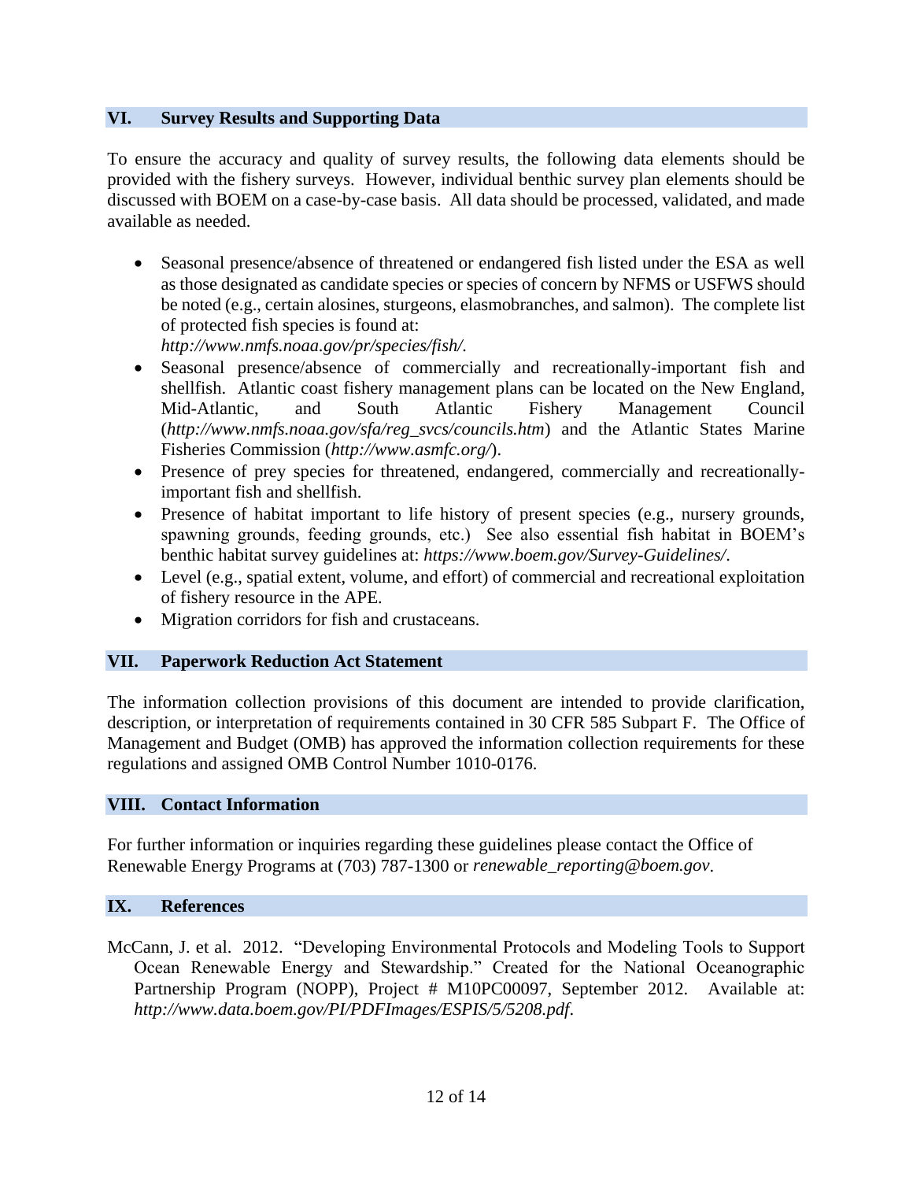## VI. Survey Results and Supporting Data

To ensure the accuracy and quality of survey results, the following data elements should be provided with the fishery surveys. However, individual benthic survey plan elements should be discussed with BOEM on a case-by-case basis. All data should be processed, validated, and made available as needed.

- Seasonal presence/absence of threatened or endangered fish listed under the ESA as well as those designated as candidate species or species of concern by NFMS or USFWS should be noted (e.g., certain alosines, sturgeons, elasmobranches, and salmon). The complete list of protected fish species is found at: *http://www.nmfs.noaa.gov/pr/species/fish/*.
- Seasonal presence/absence of commercially and recreationally-important fish and shellfish. Atlantic coast fishery management plans can be located on the New England, Mid-Atlantic, and South Atlantic Fishery Management Council (*http://www.nmfs.noaa.gov/sfa/reg_svcs/councils.htm*) and the Atlantic States Marine Fisheries Commission (*http://www.asmfc.org/*).
- Presence of prey species for threatened, endangered, commercially and recreationally-important fish and shellfish.
- Presence of habitat important to life history of present species (e.g., nursery grounds, spawning grounds, feeding grounds, etc.) See also essential fish habitat in BOEM's benthic habitat survey guidelines at: *https://www.boem.gov/Survey-Guidelines/*.
- Level (e.g., spatial extent, volume, and effort) of commercial and recreational exploitation of fishery resource in the APE.
- Migration corridors for fish and crustaceans.

## VII. Paperwork Reduction Act Statement

The information collection provisions of this document are intended to provide clarification, description, or interpretation of requirements contained in 30 CFR 585 Subpart F. The Office of Management and Budget (OMB) has approved the information collection requirements for these regulations and assigned OMB Control Number 1010-0176.

## VIII. Contact Information

For further information or inquiries regarding these guidelines please contact the Office of Renewable Energy Programs at (703) 787-1300 or *renewable_reporting@boem.gov*.

## IX. References

McCann, J. et al. 2012. "Developing Environmental Protocols and Modeling Tools to Support Ocean Renewable Energy and Stewardship." Created for the National Oceanographic Partnership Program (NOPP), Project # M10PC00097, September 2012. Available at: *http://www.data.boem.gov/PI/PDFImages/ESPIS/5/5208.pdf*.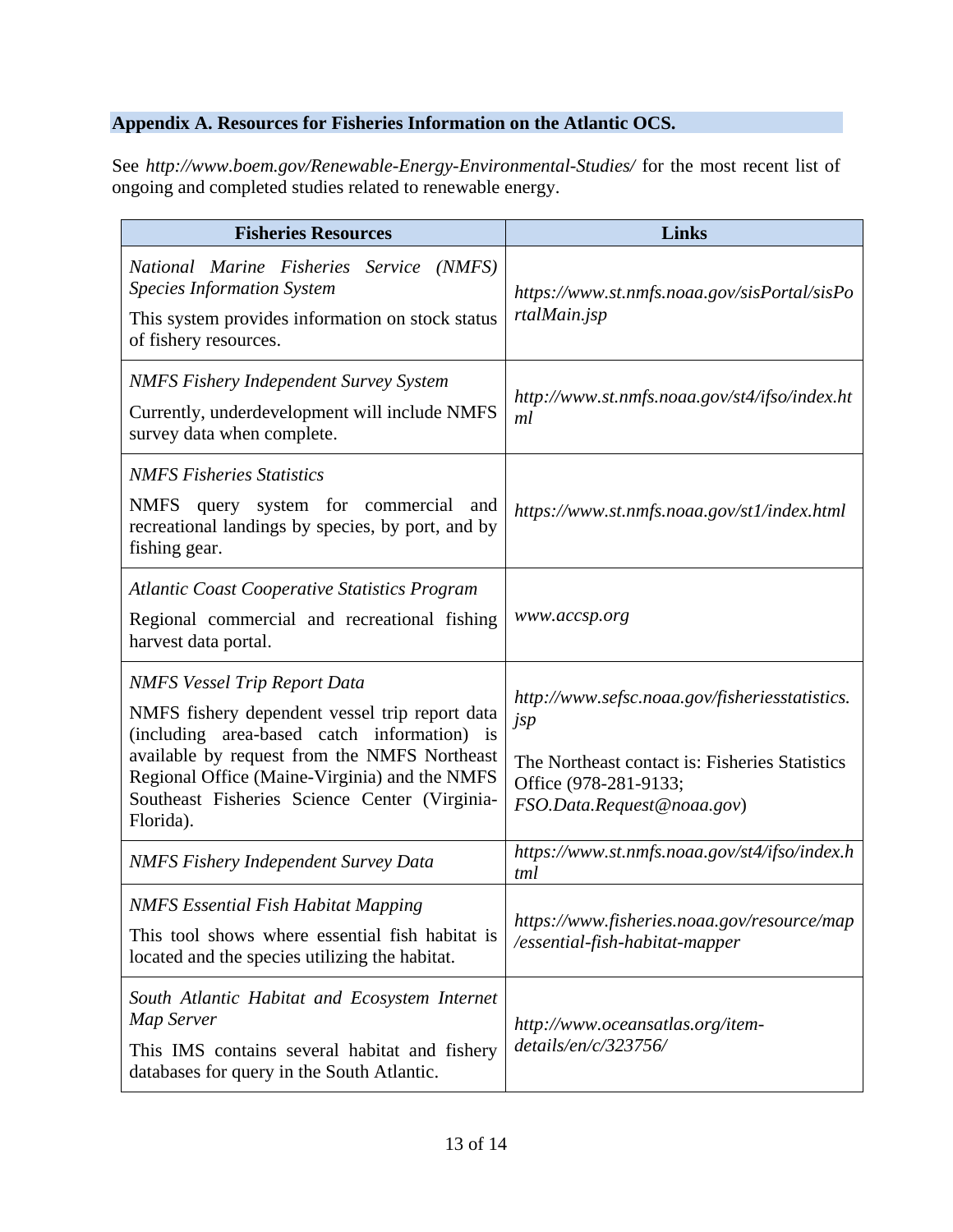## Appendix A. Resources for Fisheries Information on the Atlantic OCS.

See *http://www.boem.gov/Renewable-Energy-Environmental-Studies/* for the most recent list of ongoing and completed studies related to renewable energy.

| Fisheries Resources | Links |
|---|---|
| *National Marine Fisheries Service (NMFS) Species Information System*<br>This system provides information on stock status of fishery resources. | *https://www.st.nmfs.noaa.gov/sisPortal/sisPortalMain.jsp* |
| *NMFS Fishery Independent Survey System*<br>Currently, underdevelopment will include NMFS survey data when complete. | *http://www.st.nmfs.noaa.gov/st4/ifso/index.html* |
| *NMFS Fisheries Statistics*<br>NMFS query system for commercial and recreational landings by species, by port, and by fishing gear. | *https://www.st.nmfs.noaa.gov/st1/index.html* |
| *Atlantic Coast Cooperative Statistics Program*<br>Regional commercial and recreational fishing harvest data portal. | *www.accsp.org* |
| *NMFS Vessel Trip Report Data*<br>NMFS fishery dependent vessel trip report data (including area-based catch information) is available by request from the NMFS Northeast Regional Office (Maine-Virginia) and the NMFS Southeast Fisheries Science Center (Virginia-Florida). | *http://www.sefsc.noaa.gov/fisheriesstatistics.jsp*<br>The Northeast contact is: Fisheries Statistics Office (978-281-9133; *FSO.Data.Request@noaa.gov*) |
| *NMFS Fishery Independent Survey Data* | *https://www.st.nmfs.noaa.gov/st4/ifso/index.html* |
| *NMFS Essential Fish Habitat Mapping*<br>This tool shows where essential fish habitat is located and the species utilizing the habitat. | *https://www.fisheries.noaa.gov/resource/map/essential-fish-habitat-mapper* |
| *South Atlantic Habitat and Ecosystem Internet Map Server*<br>This IMS contains several habitat and fishery databases for query in the South Atlantic. | *http://www.oceansatlas.org/item-details/en/c/323756/* |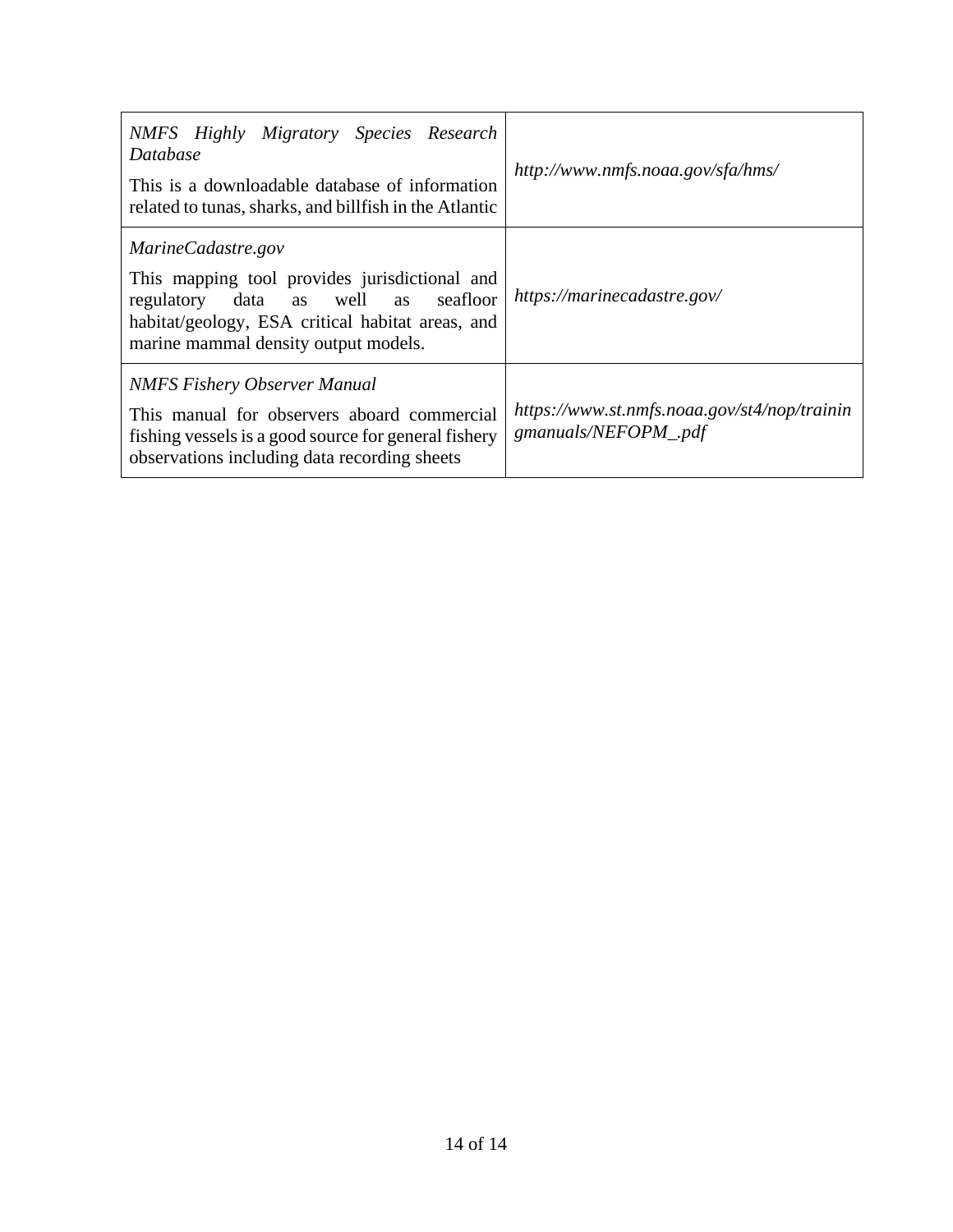| | |
|---|---|
| *NMFS Highly Migratory Species Research Database*<br><br>This is a downloadable database of information related to tunas, sharks, and billfish in the Atlantic | *http://www.nmfs.noaa.gov/sfa/hms/* |
| *MarineCadastre.gov*<br><br>This mapping tool provides jurisdictional and regulatory data as well as seafloor habitat/geology, ESA critical habitat areas, and marine mammal density output models. | *https://marinecadastre.gov/* |
| *NMFS Fishery Observer Manual*<br><br>This manual for observers aboard commercial fishing vessels is a good source for general fishery observations including data recording sheets | *https://www.st.nmfs.noaa.gov/st4/nop/trainingmanuals/NEFOPM_.pdf* |